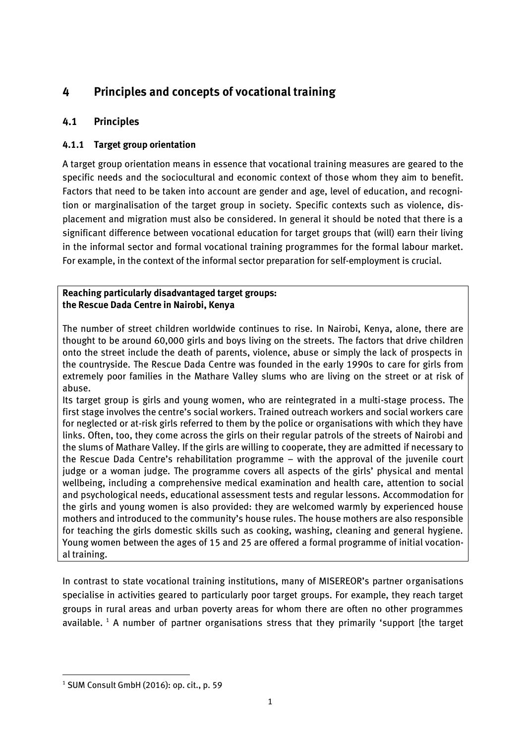# 4 Principles and concepts of vocational training

## 4.1 Principles

### 4.1.1 Target group orientation

A target group orientation means in essence that vocational training measures are geared to the specific needs and the sociocultural and economic context of those whom they aim to benefit. Factors that need to be taken into account are gender and age, level of education, and recognition or marginalisation of the target group in society. Specific contexts such as violence, displacement and migration must also be considered. In general it should be noted that there is a significant difference between vocational education for target groups that (will) earn their living in the informal sector and formal vocational training programmes for the formal labour market. For example, in the context of the informal sector preparation for self-employment is crucial.

> **Reaching particularly disadvantaged target groups: the Rescue Dada Centre in Nairobi, Kenya**
>
> The number of street children worldwide continues to rise. In Nairobi, Kenya, alone, there are thought to be around 60,000 girls and boys living on the streets. The factors that drive children onto the street include the death of parents, violence, abuse or simply the lack of prospects in the countryside. The Rescue Dada Centre was founded in the early 1990s to care for girls from extremely poor families in the Mathare Valley slums who are living on the street or at risk of abuse.
>
> Its target group is girls and young women, who are reintegrated in a multi-stage process. The first stage involves the centre's social workers. Trained outreach workers and social workers care for neglected or at-risk girls referred to them by the police or organisations with which they have links. Often, too, they come across the girls on their regular patrols of the streets of Nairobi and the slums of Mathare Valley. If the girls are willing to cooperate, they are admitted if necessary to the Rescue Dada Centre's rehabilitation programme – with the approval of the juvenile court judge or a woman judge. The programme covers all aspects of the girls' physical and mental wellbeing, including a comprehensive medical examination and health care, attention to social and psychological needs, educational assessment tests and regular lessons. Accommodation for the girls and young women is also provided: they are welcomed warmly by experienced house mothers and introduced to the community's house rules. The house mothers are also responsible for teaching the girls domestic skills such as cooking, washing, cleaning and general hygiene. Young women between the ages of 15 and 25 are offered a formal programme of initial vocational training.

In contrast to state vocational training institutions, many of MISEREOR's partner organisations specialise in activities geared to particularly poor target groups. For example, they reach target groups in rural areas and urban poverty areas for whom there are often no other programmes available. [1] A number of partner organisations stress that they primarily 'support [the target

---

[1] SUM Consult GmbH (2016): op. cit., p. 59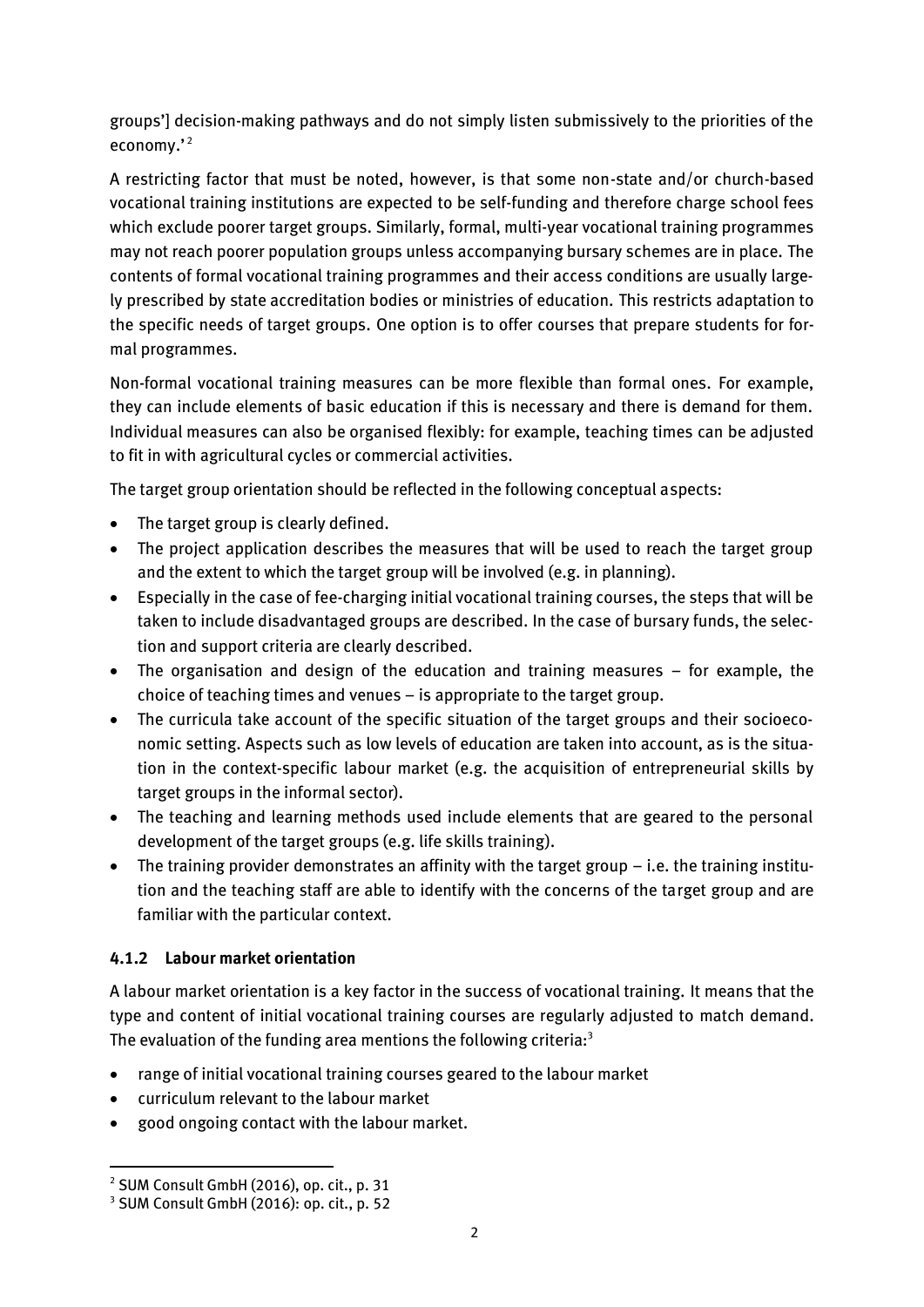groups'] decision-making pathways and do not simply listen submissively to the priorities of the economy.'[2]

A restricting factor that must be noted, however, is that some non-state and/or church-based vocational training institutions are expected to be self-funding and therefore charge school fees which exclude poorer target groups. Similarly, formal, multi-year vocational training programmes may not reach poorer population groups unless accompanying bursary schemes are in place. The contents of formal vocational training programmes and their access conditions are usually largely prescribed by state accreditation bodies or ministries of education. This restricts adaptation to the specific needs of target groups. One option is to offer courses that prepare students for formal programmes.

Non-formal vocational training measures can be more flexible than formal ones. For example, they can include elements of basic education if this is necessary and there is demand for them. Individual measures can also be organised flexibly: for example, teaching times can be adjusted to fit in with agricultural cycles or commercial activities.

The target group orientation should be reflected in the following conceptual aspects:

- The target group is clearly defined.
- The project application describes the measures that will be used to reach the target group and the extent to which the target group will be involved (e.g. in planning).
- Especially in the case of fee-charging initial vocational training courses, the steps that will be taken to include disadvantaged groups are described. In the case of bursary funds, the selection and support criteria are clearly described.
- The organisation and design of the education and training measures – for example, the choice of teaching times and venues – is appropriate to the target group.
- The curricula take account of the specific situation of the target groups and their socioeconomic setting. Aspects such as low levels of education are taken into account, as is the situation in the context-specific labour market (e.g. the acquisition of entrepreneurial skills by target groups in the informal sector).
- The teaching and learning methods used include elements that are geared to the personal development of the target groups (e.g. life skills training).
- The training provider demonstrates an affinity with the target group – i.e. the training institution and the teaching staff are able to identify with the concerns of the target group and are familiar with the particular context.

### 4.1.2 Labour market orientation

A labour market orientation is a key factor in the success of vocational training. It means that the type and content of initial vocational training courses are regularly adjusted to match demand. The evaluation of the funding area mentions the following criteria:[3]

- range of initial vocational training courses geared to the labour market
- curriculum relevant to the labour market
- good ongoing contact with the labour market.

[2] SUM Consult GmbH (2016), op. cit., p. 31

[3] SUM Consult GmbH (2016): op. cit., p. 52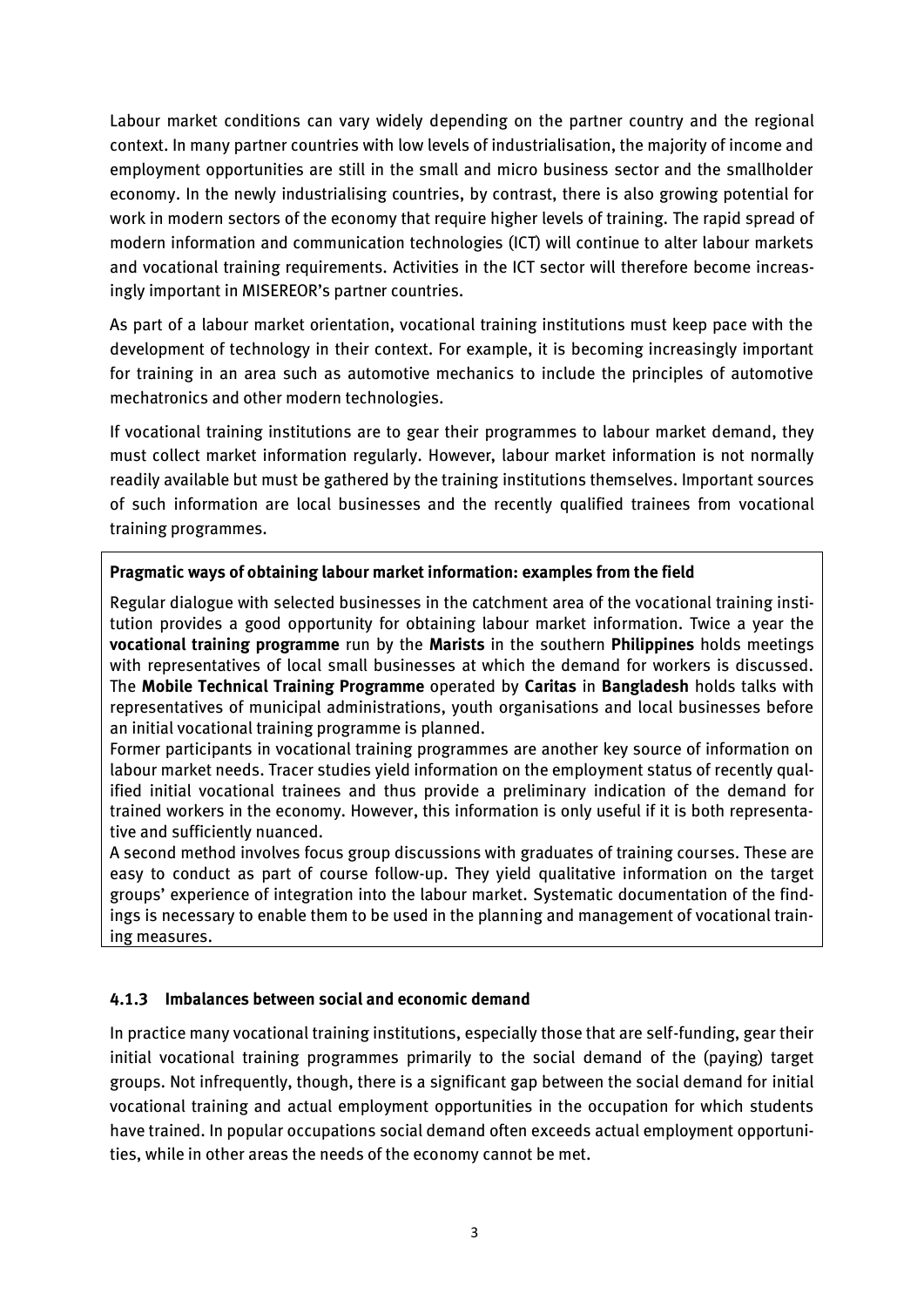Labour market conditions can vary widely depending on the partner country and the regional context. In many partner countries with low levels of industrialisation, the majority of income and employment opportunities are still in the small and micro business sector and the smallholder economy. In the newly industrialising countries, by contrast, there is also growing potential for work in modern sectors of the economy that require higher levels of training. The rapid spread of modern information and communication technologies (ICT) will continue to alter labour markets and vocational training requirements. Activities in the ICT sector will therefore become increasingly important in MISEREOR's partner countries.

As part of a labour market orientation, vocational training institutions must keep pace with the development of technology in their context. For example, it is becoming increasingly important for training in an area such as automotive mechanics to include the principles of automotive mechatronics and other modern technologies.

If vocational training institutions are to gear their programmes to labour market demand, they must collect market information regularly. However, labour market information is not normally readily available but must be gathered by the training institutions themselves. Important sources of such information are local businesses and the recently qualified trainees from vocational training programmes.

> **Pragmatic ways of obtaining labour market information: examples from the field**
>
> Regular dialogue with selected businesses in the catchment area of the vocational training institution provides a good opportunity for obtaining labour market information. Twice a year the **vocational training programme** run by the **Marists** in the southern **Philippines** holds meetings with representatives of local small businesses at which the demand for workers is discussed. The **Mobile Technical Training Programme** operated by **Caritas** in **Bangladesh** holds talks with representatives of municipal administrations, youth organisations and local businesses before an initial vocational training programme is planned.
>
> Former participants in vocational training programmes are another key source of information on labour market needs. Tracer studies yield information on the employment status of recently qualified initial vocational trainees and thus provide a preliminary indication of the demand for trained workers in the economy. However, this information is only useful if it is both representative and sufficiently nuanced.
>
> A second method involves focus group discussions with graduates of training courses. These are easy to conduct as part of course follow-up. They yield qualitative information on the target groups' experience of integration into the labour market. Systematic documentation of the findings is necessary to enable them to be used in the planning and management of vocational training measures.

### 4.1.3 Imbalances between social and economic demand

In practice many vocational training institutions, especially those that are self-funding, gear their initial vocational training programmes primarily to the social demand of the (paying) target groups. Not infrequently, though, there is a significant gap between the social demand for initial vocational training and actual employment opportunities in the occupation for which students have trained. In popular occupations social demand often exceeds actual employment opportunities, while in other areas the needs of the economy cannot be met.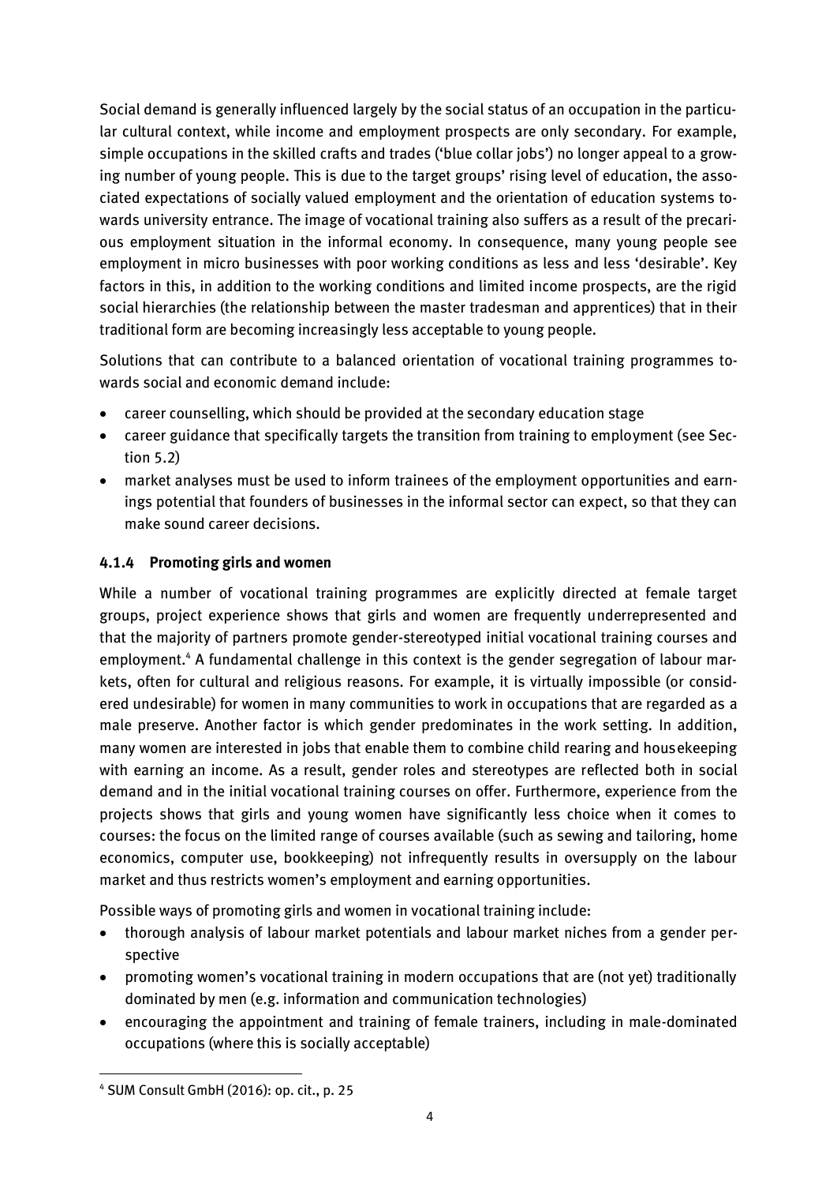Social demand is generally influenced largely by the social status of an occupation in the particular cultural context, while income and employment prospects are only secondary. For example, simple occupations in the skilled crafts and trades ('blue collar jobs') no longer appeal to a growing number of young people. This is due to the target groups' rising level of education, the associated expectations of socially valued employment and the orientation of education systems towards university entrance. The image of vocational training also suffers as a result of the precarious employment situation in the informal economy. In consequence, many young people see employment in micro businesses with poor working conditions as less and less 'desirable'. Key factors in this, in addition to the working conditions and limited income prospects, are the rigid social hierarchies (the relationship between the master tradesman and apprentices) that in their traditional form are becoming increasingly less acceptable to young people.

Solutions that can contribute to a balanced orientation of vocational training programmes towards social and economic demand include:

- career counselling, which should be provided at the secondary education stage
- career guidance that specifically targets the transition from training to employment (see Section 5.2)
- market analyses must be used to inform trainees of the employment opportunities and earnings potential that founders of businesses in the informal sector can expect, so that they can make sound career decisions.

#### 4.1.4 Promoting girls and women

While a number of vocational training programmes are explicitly directed at female target groups, project experience shows that girls and women are frequently underrepresented and that the majority of partners promote gender-stereotyped initial vocational training courses and employment.[4] A fundamental challenge in this context is the gender segregation of labour markets, often for cultural and religious reasons. For example, it is virtually impossible (or considered undesirable) for women in many communities to work in occupations that are regarded as a male preserve. Another factor is which gender predominates in the work setting. In addition, many women are interested in jobs that enable them to combine child rearing and housekeeping with earning an income. As a result, gender roles and stereotypes are reflected both in social demand and in the initial vocational training courses on offer. Furthermore, experience from the projects shows that girls and young women have significantly less choice when it comes to courses: the focus on the limited range of courses available (such as sewing and tailoring, home economics, computer use, bookkeeping) not infrequently results in oversupply on the labour market and thus restricts women's employment and earning opportunities.

Possible ways of promoting girls and women in vocational training include:

- thorough analysis of labour market potentials and labour market niches from a gender perspective
- promoting women's vocational training in modern occupations that are (not yet) traditionally dominated by men (e.g. information and communication technologies)
- encouraging the appointment and training of female trainers, including in male-dominated occupations (where this is socially acceptable)

[4] SUM Consult GmbH (2016): op. cit., p. 25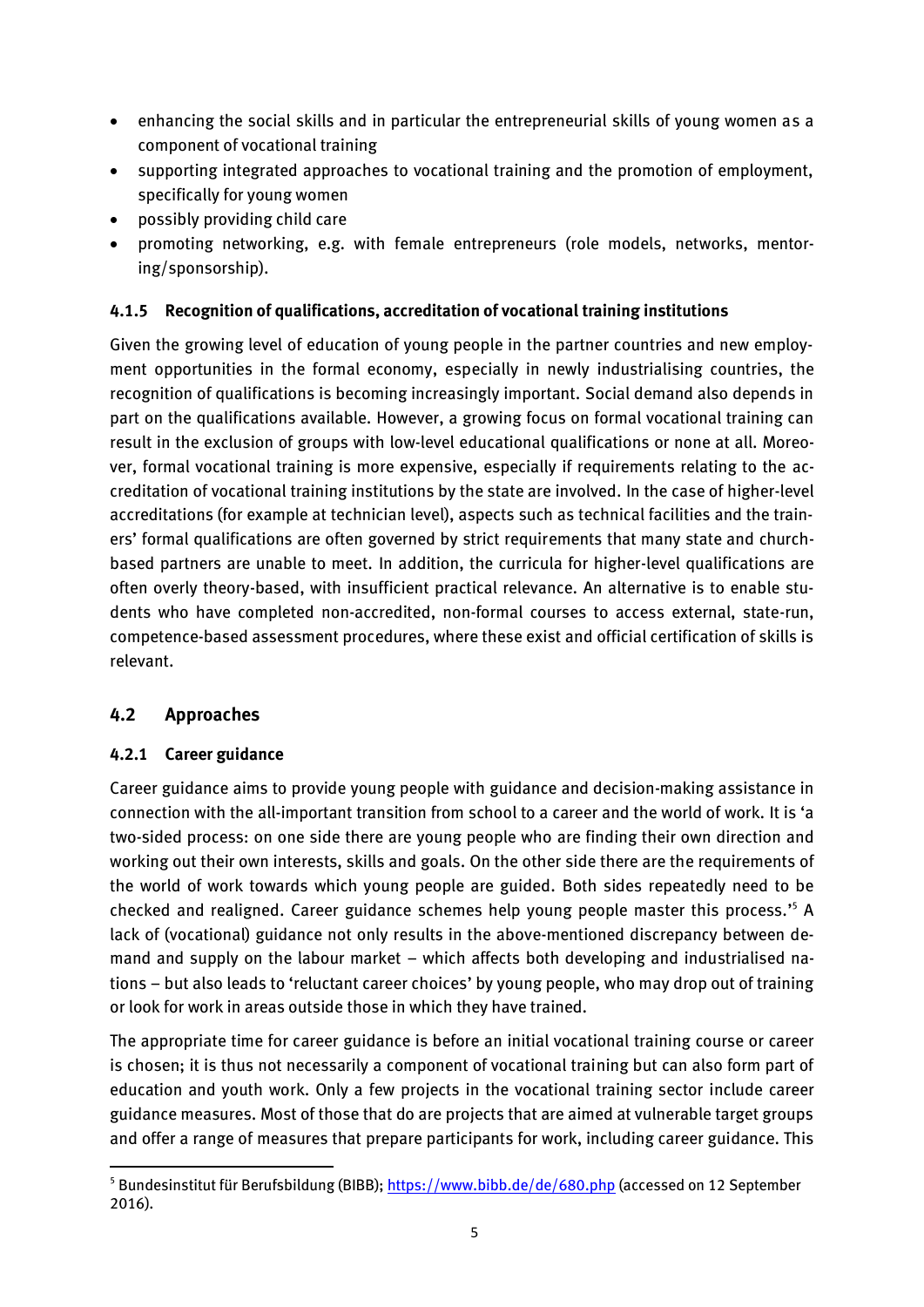- enhancing the social skills and in particular the entrepreneurial skills of young women as a component of vocational training
- supporting integrated approaches to vocational training and the promotion of employment, specifically for young women
- possibly providing child care
- promoting networking, e.g. with female entrepreneurs (role models, networks, mentoring/sponsorship).

### 4.1.5 Recognition of qualifications, accreditation of vocational training institutions

Given the growing level of education of young people in the partner countries and new employment opportunities in the formal economy, especially in newly industrialising countries, the recognition of qualifications is becoming increasingly important. Social demand also depends in part on the qualifications available. However, a growing focus on formal vocational training can result in the exclusion of groups with low-level educational qualifications or none at all. Moreover, formal vocational training is more expensive, especially if requirements relating to the accreditation of vocational training institutions by the state are involved. In the case of higher-level accreditations (for example at technician level), aspects such as technical facilities and the trainers' formal qualifications are often governed by strict requirements that many state and church-based partners are unable to meet. In addition, the curricula for higher-level qualifications are often overly theory-based, with insufficient practical relevance. An alternative is to enable students who have completed non-accredited, non-formal courses to access external, state-run, competence-based assessment procedures, where these exist and official certification of skills is relevant.

## 4.2 Approaches

### 4.2.1 Career guidance

Career guidance aims to provide young people with guidance and decision-making assistance in connection with the all-important transition from school to a career and the world of work. It is 'a two-sided process: on one side there are young people who are finding their own direction and working out their own interests, skills and goals. On the other side there are the requirements of the world of work towards which young people are guided. Both sides repeatedly need to be checked and realigned. Career guidance schemes help young people master this process.'[5] A lack of (vocational) guidance not only results in the above-mentioned discrepancy between demand and supply on the labour market – which affects both developing and industrialised nations – but also leads to 'reluctant career choices' by young people, who may drop out of training or look for work in areas outside those in which they have trained.

The appropriate time for career guidance is before an initial vocational training course or career is chosen; it is thus not necessarily a component of vocational training but can also form part of education and youth work. Only a few projects in the vocational training sector include career guidance measures. Most of those that do are projects that are aimed at vulnerable target groups and offer a range of measures that prepare participants for work, including career guidance. This

---

[5] Bundesinstitut für Berufsbildung (BIBB); https://www.bibb.de/de/680.php (accessed on 12 September 2016).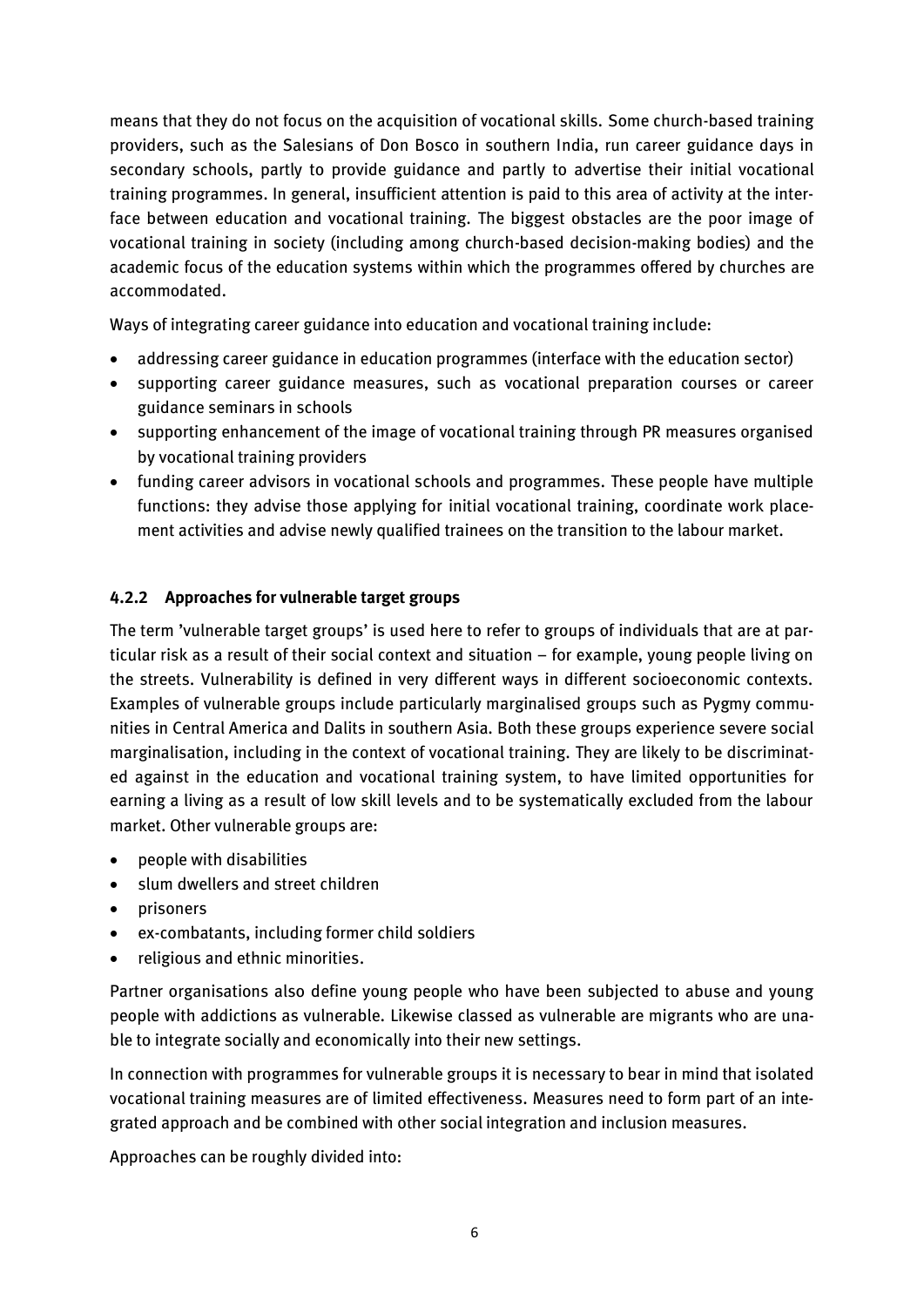means that they do not focus on the acquisition of vocational skills. Some church-based training providers, such as the Salesians of Don Bosco in southern India, run career guidance days in secondary schools, partly to provide guidance and partly to advertise their initial vocational training programmes. In general, insufficient attention is paid to this area of activity at the interface between education and vocational training. The biggest obstacles are the poor image of vocational training in society (including among church-based decision-making bodies) and the academic focus of the education systems within which the programmes offered by churches are accommodated.

Ways of integrating career guidance into education and vocational training include:

- addressing career guidance in education programmes (interface with the education sector)
- supporting career guidance measures, such as vocational preparation courses or career guidance seminars in schools
- supporting enhancement of the image of vocational training through PR measures organised by vocational training providers
- funding career advisors in vocational schools and programmes. These people have multiple functions: they advise those applying for initial vocational training, coordinate work placement activities and advise newly qualified trainees on the transition to the labour market.

### 4.2.2 Approaches for vulnerable target groups

The term 'vulnerable target groups' is used here to refer to groups of individuals that are at particular risk as a result of their social context and situation – for example, young people living on the streets. Vulnerability is defined in very different ways in different socioeconomic contexts. Examples of vulnerable groups include particularly marginalised groups such as Pygmy communities in Central America and Dalits in southern Asia. Both these groups experience severe social marginalisation, including in the context of vocational training. They are likely to be discriminated against in the education and vocational training system, to have limited opportunities for earning a living as a result of low skill levels and to be systematically excluded from the labour market. Other vulnerable groups are:

- people with disabilities
- slum dwellers and street children
- prisoners
- ex-combatants, including former child soldiers
- religious and ethnic minorities.

Partner organisations also define young people who have been subjected to abuse and young people with addictions as vulnerable. Likewise classed as vulnerable are migrants who are unable to integrate socially and economically into their new settings.

In connection with programmes for vulnerable groups it is necessary to bear in mind that isolated vocational training measures are of limited effectiveness. Measures need to form part of an integrated approach and be combined with other social integration and inclusion measures.

Approaches can be roughly divided into: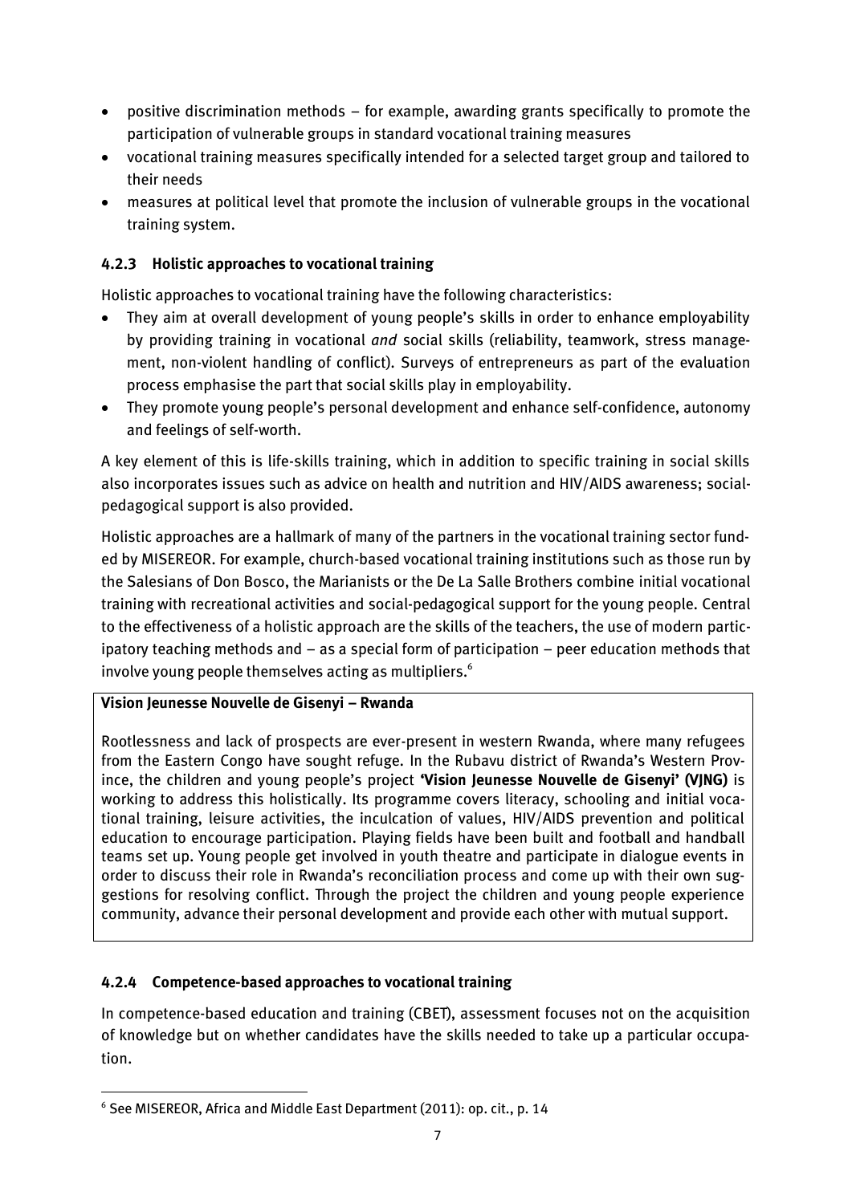- positive discrimination methods – for example, awarding grants specifically to promote the participation of vulnerable groups in standard vocational training measures
- vocational training measures specifically intended for a selected target group and tailored to their needs
- measures at political level that promote the inclusion of vulnerable groups in the vocational training system.

### 4.2.3 Holistic approaches to vocational training

Holistic approaches to vocational training have the following characteristics:

- They aim at overall development of young people's skills in order to enhance employability by providing training in vocational *and* social skills (reliability, teamwork, stress management, non-violent handling of conflict). Surveys of entrepreneurs as part of the evaluation process emphasise the part that social skills play in employability.
- They promote young people's personal development and enhance self-confidence, autonomy and feelings of self-worth.

A key element of this is life-skills training, which in addition to specific training in social skills also incorporates issues such as advice on health and nutrition and HIV/AIDS awareness; social-pedagogical support is also provided.

Holistic approaches are a hallmark of many of the partners in the vocational training sector funded by MISEREOR. For example, church-based vocational training institutions such as those run by the Salesians of Don Bosco, the Marianists or the De La Salle Brothers combine initial vocational training with recreational activities and social-pedagogical support for the young people. Central to the effectiveness of a holistic approach are the skills of the teachers, the use of modern participatory teaching methods and – as a special form of participation – peer education methods that involve young people themselves acting as multipliers.[6]

**Vision Jeunesse Nouvelle de Gisenyi – Rwanda**

Rootlessness and lack of prospects are ever-present in western Rwanda, where many refugees from the Eastern Congo have sought refuge. In the Rubavu district of Rwanda's Western Province, the children and young people's project **'Vision Jeunesse Nouvelle de Gisenyi' (VJNG)** is working to address this holistically. Its programme covers literacy, schooling and initial vocational training, leisure activities, the inculcation of values, HIV/AIDS prevention and political education to encourage participation. Playing fields have been built and football and handball teams set up. Young people get involved in youth theatre and participate in dialogue events in order to discuss their role in Rwanda's reconciliation process and come up with their own suggestions for resolving conflict. Through the project the children and young people experience community, advance their personal development and provide each other with mutual support.

### 4.2.4 Competence-based approaches to vocational training

In competence-based education and training (CBET), assessment focuses not on the acquisition of knowledge but on whether candidates have the skills needed to take up a particular occupation.

[6] See MISEREOR, Africa and Middle East Department (2011): op. cit., p. 14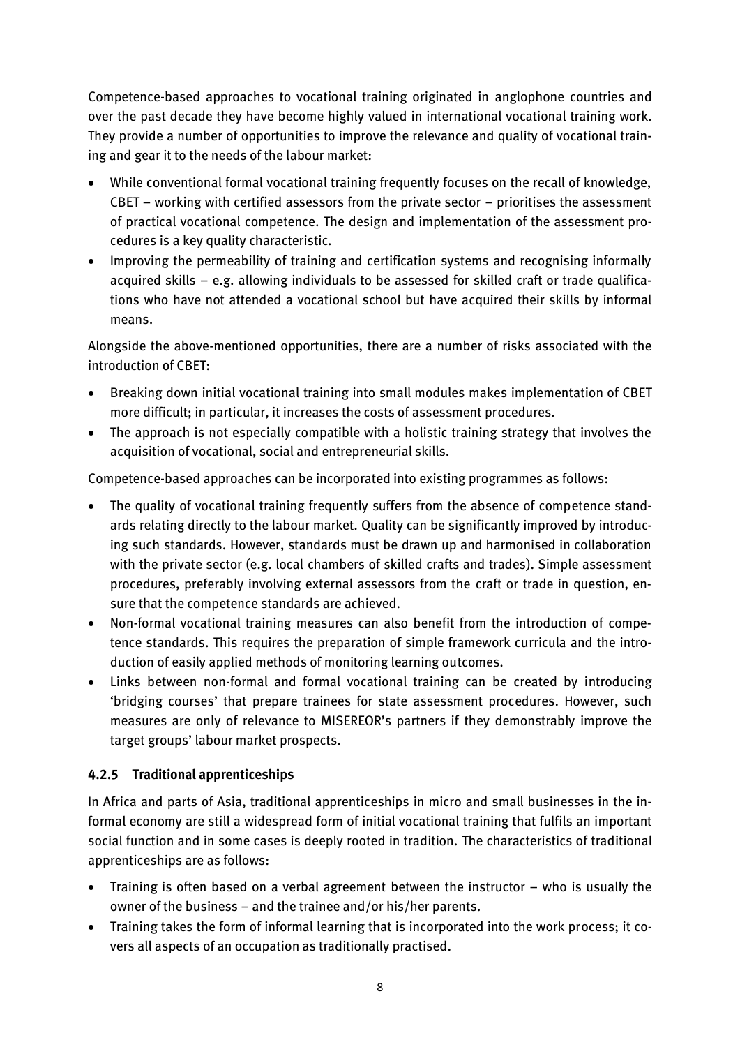Competence-based approaches to vocational training originated in anglophone countries and over the past decade they have become highly valued in international vocational training work. They provide a number of opportunities to improve the relevance and quality of vocational training and gear it to the needs of the labour market:

- While conventional formal vocational training frequently focuses on the recall of knowledge, CBET – working with certified assessors from the private sector – prioritises the assessment of practical vocational competence. The design and implementation of the assessment procedures is a key quality characteristic.
- Improving the permeability of training and certification systems and recognising informally acquired skills – e.g. allowing individuals to be assessed for skilled craft or trade qualifications who have not attended a vocational school but have acquired their skills by informal means.

Alongside the above-mentioned opportunities, there are a number of risks associated with the introduction of CBET:

- Breaking down initial vocational training into small modules makes implementation of CBET more difficult; in particular, it increases the costs of assessment procedures.
- The approach is not especially compatible with a holistic training strategy that involves the acquisition of vocational, social and entrepreneurial skills.

Competence-based approaches can be incorporated into existing programmes as follows:

- The quality of vocational training frequently suffers from the absence of competence standards relating directly to the labour market. Quality can be significantly improved by introducing such standards. However, standards must be drawn up and harmonised in collaboration with the private sector (e.g. local chambers of skilled crafts and trades). Simple assessment procedures, preferably involving external assessors from the craft or trade in question, ensure that the competence standards are achieved.
- Non-formal vocational training measures can also benefit from the introduction of competence standards. This requires the preparation of simple framework curricula and the introduction of easily applied methods of monitoring learning outcomes.
- Links between non-formal and formal vocational training can be created by introducing 'bridging courses' that prepare trainees for state assessment procedures. However, such measures are only of relevance to MISEREOR's partners if they demonstrably improve the target groups' labour market prospects.

### 4.2.5 Traditional apprenticeships

In Africa and parts of Asia, traditional apprenticeships in micro and small businesses in the informal economy are still a widespread form of initial vocational training that fulfils an important social function and in some cases is deeply rooted in tradition. The characteristics of traditional apprenticeships are as follows:

- Training is often based on a verbal agreement between the instructor – who is usually the owner of the business – and the trainee and/or his/her parents.
- Training takes the form of informal learning that is incorporated into the work process; it covers all aspects of an occupation as traditionally practised.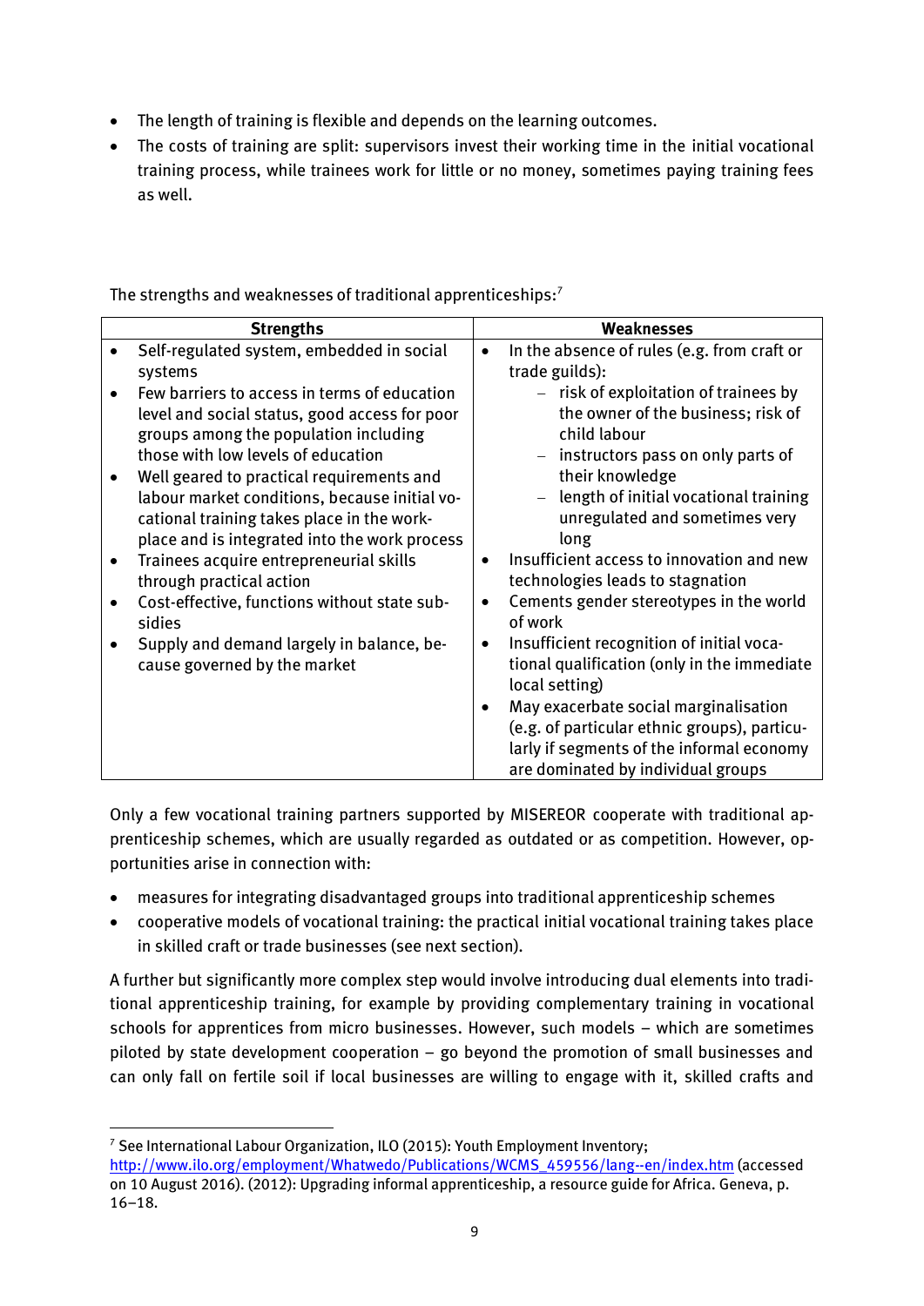- The length of training is flexible and depends on the learning outcomes.
- The costs of training are split: supervisors invest their working time in the initial vocational training process, while trainees work for little or no money, sometimes paying training fees as well.

The strengths and weaknesses of traditional apprenticeships:[7]

| Strengths | Weaknesses |
|---|---|
| • Self-regulated system, embedded in social systems<br>• Few barriers to access in terms of education level and social status, good access for poor groups among the population including those with low levels of education<br>• Well geared to practical requirements and labour market conditions, because initial vocational training takes place in the workplace and is integrated into the work process<br>• Trainees acquire entrepreneurial skills through practical action<br>• Cost-effective, functions without state subsidies<br>• Supply and demand largely in balance, because governed by the market | • In the absence of rules (e.g. from craft or trade guilds):<br>– risk of exploitation of trainees by the owner of the business; risk of child labour<br>– instructors pass on only parts of their knowledge<br>– length of initial vocational training unregulated and sometimes very long<br>• Insufficient access to innovation and new technologies leads to stagnation<br>• Cements gender stereotypes in the world of work<br>• Insufficient recognition of initial vocational qualification (only in the immediate local setting)<br>• May exacerbate social marginalisation (e.g. of particular ethnic groups), particularly if segments of the informal economy are dominated by individual groups |

Only a few vocational training partners supported by MISEREOR cooperate with traditional apprenticeship schemes, which are usually regarded as outdated or as competition. However, opportunities arise in connection with:

- measures for integrating disadvantaged groups into traditional apprenticeship schemes
- cooperative models of vocational training: the practical initial vocational training takes place in skilled craft or trade businesses (see next section).

A further but significantly more complex step would involve introducing dual elements into traditional apprenticeship training, for example by providing complementary training in vocational schools for apprentices from micro businesses. However, such models – which are sometimes piloted by state development cooperation – go beyond the promotion of small businesses and can only fall on fertile soil if local businesses are willing to engage with it, skilled crafts and

[7] See International Labour Organization, ILO (2015): Youth Employment Inventory; http://www.ilo.org/employment/Whatwedo/Publications/WCMS_459556/lang--en/index.htm (accessed on 10 August 2016). (2012): Upgrading informal apprenticeship, a resource guide for Africa. Geneva, p. 16–18.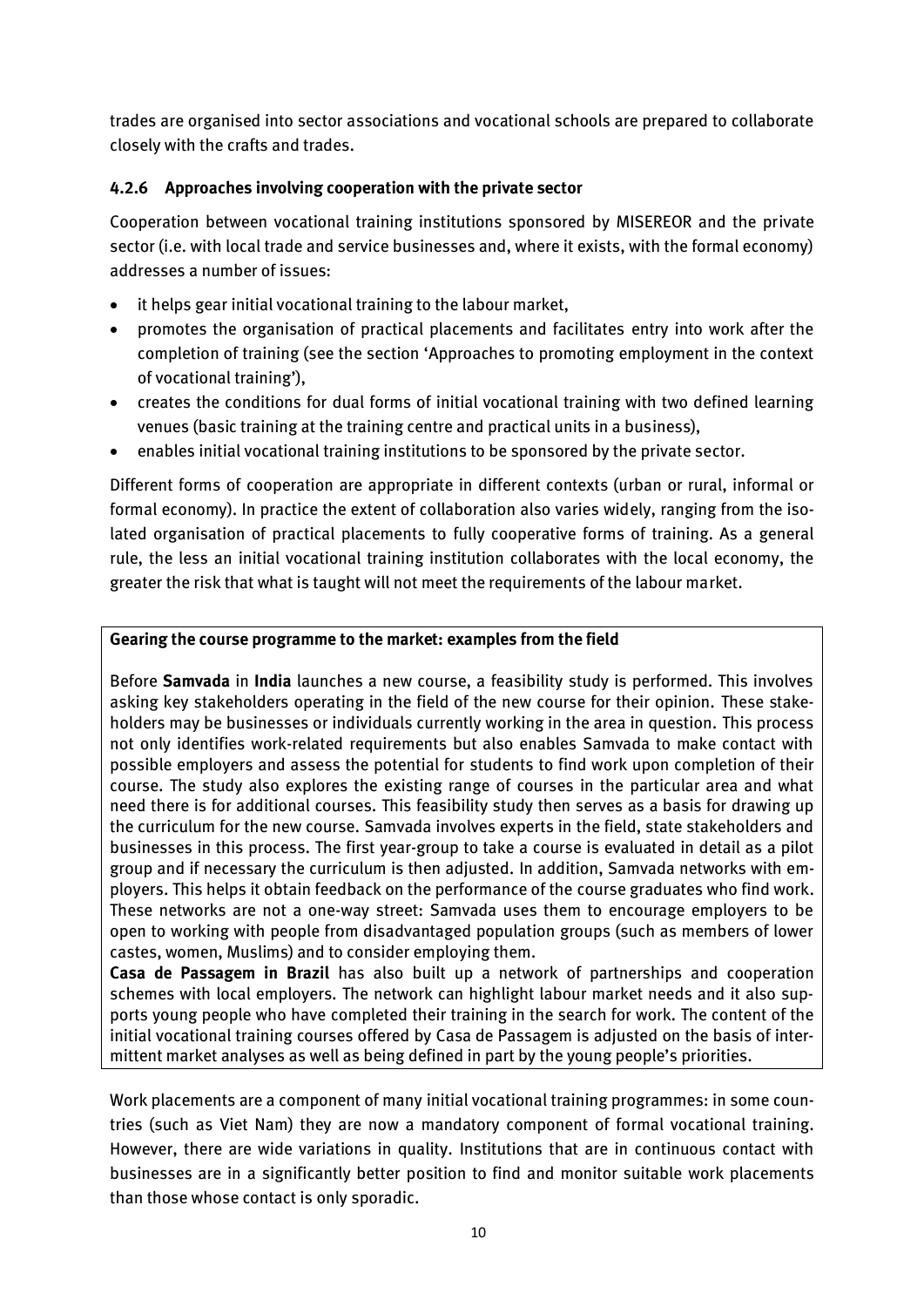trades are organised into sector associations and vocational schools are prepared to collaborate closely with the crafts and trades.

### 4.2.6 Approaches involving cooperation with the private sector

Cooperation between vocational training institutions sponsored by MISEREOR and the private sector (i.e. with local trade and service businesses and, where it exists, with the formal economy) addresses a number of issues:

- it helps gear initial vocational training to the labour market,
- promotes the organisation of practical placements and facilitates entry into work after the completion of training (see the section 'Approaches to promoting employment in the context of vocational training'),
- creates the conditions for dual forms of initial vocational training with two defined learning venues (basic training at the training centre and practical units in a business),
- enables initial vocational training institutions to be sponsored by the private sector.

Different forms of cooperation are appropriate in different contexts (urban or rural, informal or formal economy). In practice the extent of collaboration also varies widely, ranging from the isolated organisation of practical placements to fully cooperative forms of training. As a general rule, the less an initial vocational training institution collaborates with the local economy, the greater the risk that what is taught will not meet the requirements of the labour market.

**Gearing the course programme to the market: examples from the field**

Before **Samvada** in **India** launches a new course, a feasibility study is performed. This involves asking key stakeholders operating in the field of the new course for their opinion. These stakeholders may be businesses or individuals currently working in the area in question. This process not only identifies work-related requirements but also enables Samvada to make contact with possible employers and assess the potential for students to find work upon completion of their course. The study also explores the existing range of courses in the particular area and what need there is for additional courses. This feasibility study then serves as a basis for drawing up the curriculum for the new course. Samvada involves experts in the field, state stakeholders and businesses in this process. The first year-group to take a course is evaluated in detail as a pilot group and if necessary the curriculum is then adjusted. In addition, Samvada networks with employers. This helps it obtain feedback on the performance of the course graduates who find work. These networks are not a one-way street: Samvada uses them to encourage employers to be open to working with people from disadvantaged population groups (such as members of lower castes, women, Muslims) and to consider employing them.

**Casa de Passagem in Brazil** has also built up a network of partnerships and cooperation schemes with local employers. The network can highlight labour market needs and it also supports young people who have completed their training in the search for work. The content of the initial vocational training courses offered by Casa de Passagem is adjusted on the basis of intermittent market analyses as well as being defined in part by the young people's priorities.

Work placements are a component of many initial vocational training programmes: in some countries (such as Viet Nam) they are now a mandatory component of formal vocational training. However, there are wide variations in quality. Institutions that are in continuous contact with businesses are in a significantly better position to find and monitor suitable work placements than those whose contact is only sporadic.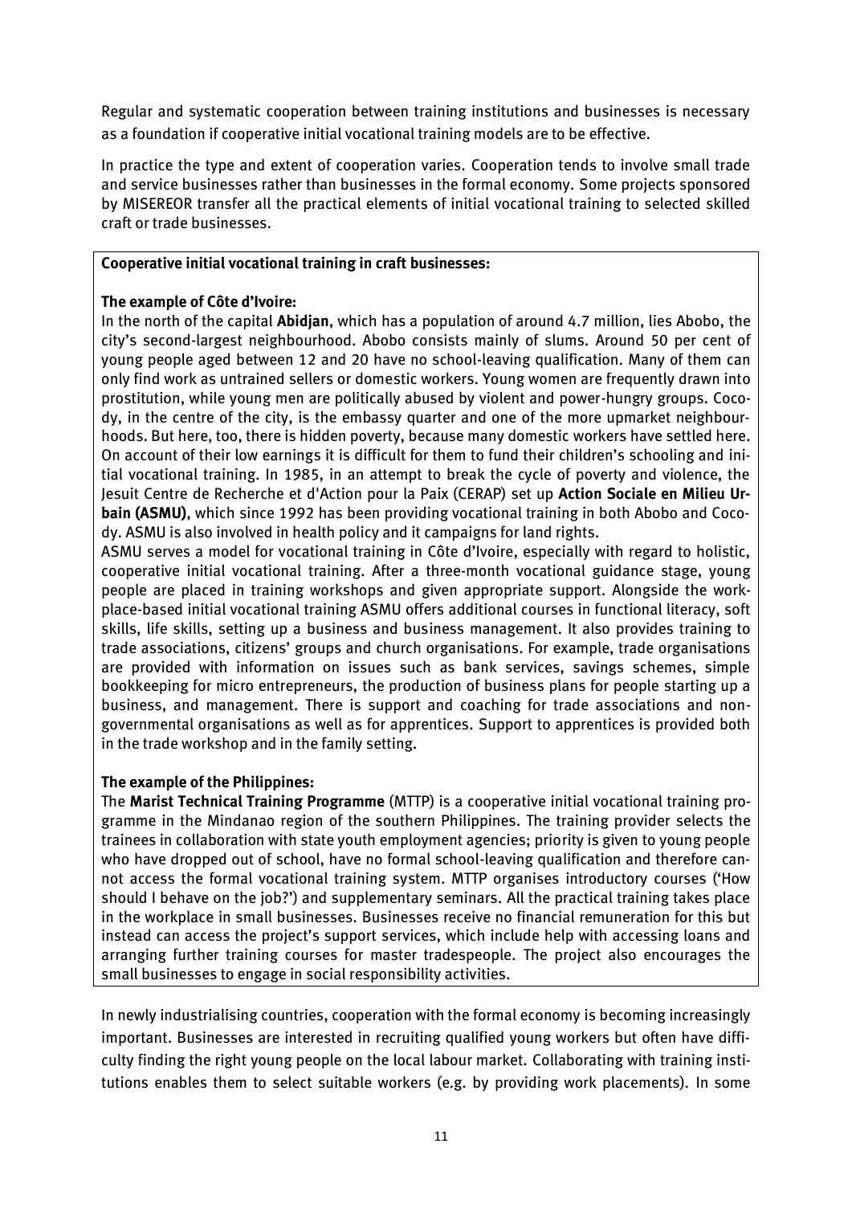Regular and systematic cooperation between training institutions and businesses is necessary as a foundation if cooperative initial vocational training models are to be effective.

In practice the type and extent of cooperation varies. Cooperation tends to involve small trade and service businesses rather than businesses in the formal economy. Some projects sponsored by MISEREOR transfer all the practical elements of initial vocational training to selected skilled craft or trade businesses.

**Cooperative initial vocational training in craft businesses:**

**The example of Côte d'Ivoire:**

In the north of the capital **Abidjan**, which has a population of around 4.7 million, lies Abobo, the city's second-largest neighbourhood. Abobo consists mainly of slums. Around 50 per cent of young people aged between 12 and 20 have no school-leaving qualification. Many of them can only find work as untrained sellers or domestic workers. Young women are frequently drawn into prostitution, while young men are politically abused by violent and power-hungry groups. Cocody, in the centre of the city, is the embassy quarter and one of the more upmarket neighbourhoods. But here, too, there is hidden poverty, because many domestic workers have settled here. On account of their low earnings it is difficult for them to fund their children's schooling and initial vocational training. In 1985, in an attempt to break the cycle of poverty and violence, the Jesuit Centre de Recherche et d'Action pour la Paix (CERAP) set up **Action Sociale en Milieu Urbain (ASMU)**, which since 1992 has been providing vocational training in both Abobo and Cocody. ASMU is also involved in health policy and it campaigns for land rights.

ASMU serves a model for vocational training in Côte d'Ivoire, especially with regard to holistic, cooperative initial vocational training. After a three-month vocational guidance stage, young people are placed in training workshops and given appropriate support. Alongside the workplace-based initial vocational training ASMU offers additional courses in functional literacy, soft skills, life skills, setting up a business and business management. It also provides training to trade associations, citizens' groups and church organisations. For example, trade organisations are provided with information on issues such as bank services, savings schemes, simple bookkeeping for micro entrepreneurs, the production of business plans for people starting up a business, and management. There is support and coaching for trade associations and non-governmental organisations as well as for apprentices. Support to apprentices is provided both in the trade workshop and in the family setting.

**The example of the Philippines:**

The **Marist Technical Training Programme** (MTTP) is a cooperative initial vocational training programme in the Mindanao region of the southern Philippines. The training provider selects the trainees in collaboration with state youth employment agencies; priority is given to young people who have dropped out of school, have no formal school-leaving qualification and therefore cannot access the formal vocational training system. MTTP organises introductory courses ('How should I behave on the job?') and supplementary seminars. All the practical training takes place in the workplace in small businesses. Businesses receive no financial remuneration for this but instead can access the project's support services, which include help with accessing loans and arranging further training courses for master tradespeople. The project also encourages the small businesses to engage in social responsibility activities.

In newly industrialising countries, cooperation with the formal economy is becoming increasingly important. Businesses are interested in recruiting qualified young workers but often have difficulty finding the right young people on the local labour market. Collaborating with training institutions enables them to select suitable workers (e.g. by providing work placements). In some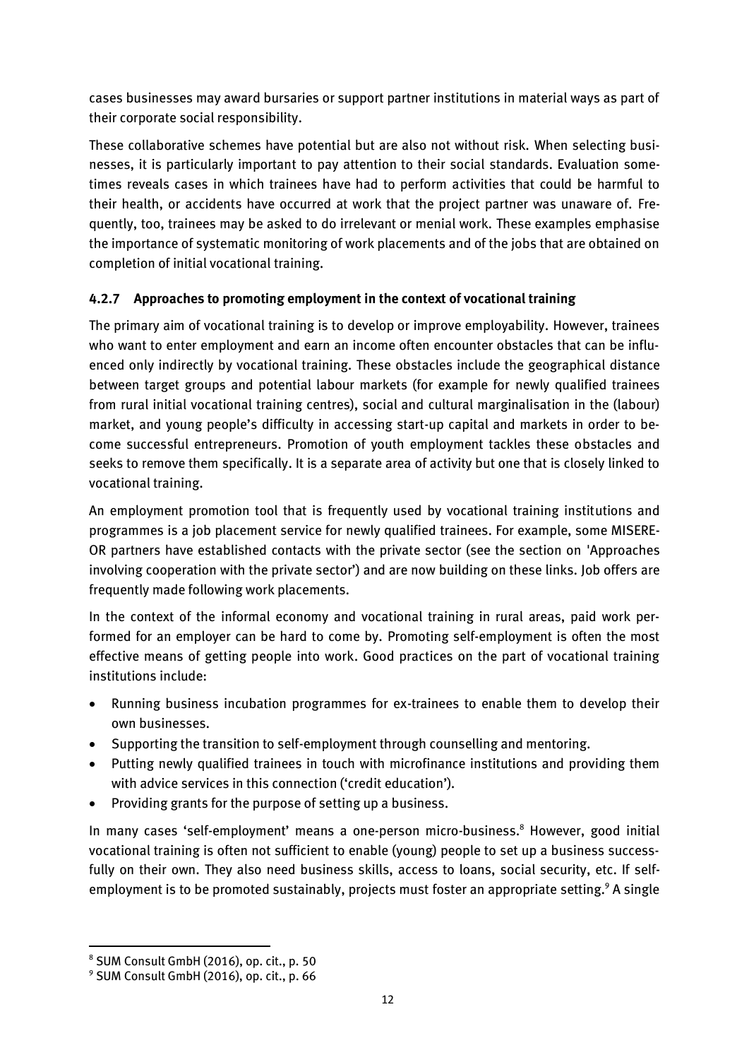cases businesses may award bursaries or support partner institutions in material ways as part of their corporate social responsibility.

These collaborative schemes have potential but are also not without risk. When selecting businesses, it is particularly important to pay attention to their social standards. Evaluation sometimes reveals cases in which trainees have had to perform activities that could be harmful to their health, or accidents have occurred at work that the project partner was unaware of. Frequently, too, trainees may be asked to do irrelevant or menial work. These examples emphasise the importance of systematic monitoring of work placements and of the jobs that are obtained on completion of initial vocational training.

### 4.2.7 Approaches to promoting employment in the context of vocational training

The primary aim of vocational training is to develop or improve employability. However, trainees who want to enter employment and earn an income often encounter obstacles that can be influenced only indirectly by vocational training. These obstacles include the geographical distance between target groups and potential labour markets (for example for newly qualified trainees from rural initial vocational training centres), social and cultural marginalisation in the (labour) market, and young people's difficulty in accessing start-up capital and markets in order to become successful entrepreneurs. Promotion of youth employment tackles these obstacles and seeks to remove them specifically. It is a separate area of activity but one that is closely linked to vocational training.

An employment promotion tool that is frequently used by vocational training institutions and programmes is a job placement service for newly qualified trainees. For example, some MISEREOR partners have established contacts with the private sector (see the section on 'Approaches involving cooperation with the private sector') and are now building on these links. Job offers are frequently made following work placements.

In the context of the informal economy and vocational training in rural areas, paid work performed for an employer can be hard to come by. Promoting self-employment is often the most effective means of getting people into work. Good practices on the part of vocational training institutions include:

- Running business incubation programmes for ex-trainees to enable them to develop their own businesses.
- Supporting the transition to self-employment through counselling and mentoring.
- Putting newly qualified trainees in touch with microfinance institutions and providing them with advice services in this connection ('credit education').
- Providing grants for the purpose of setting up a business.

In many cases 'self-employment' means a one-person micro-business.[8] However, good initial vocational training is often not sufficient to enable (young) people to set up a business successfully on their own. They also need business skills, access to loans, social security, etc. If self-employment is to be promoted sustainably, projects must foster an appropriate setting.[9] A single

[8] SUM Consult GmbH (2016), op. cit., p. 50

[9] SUM Consult GmbH (2016), op. cit., p. 66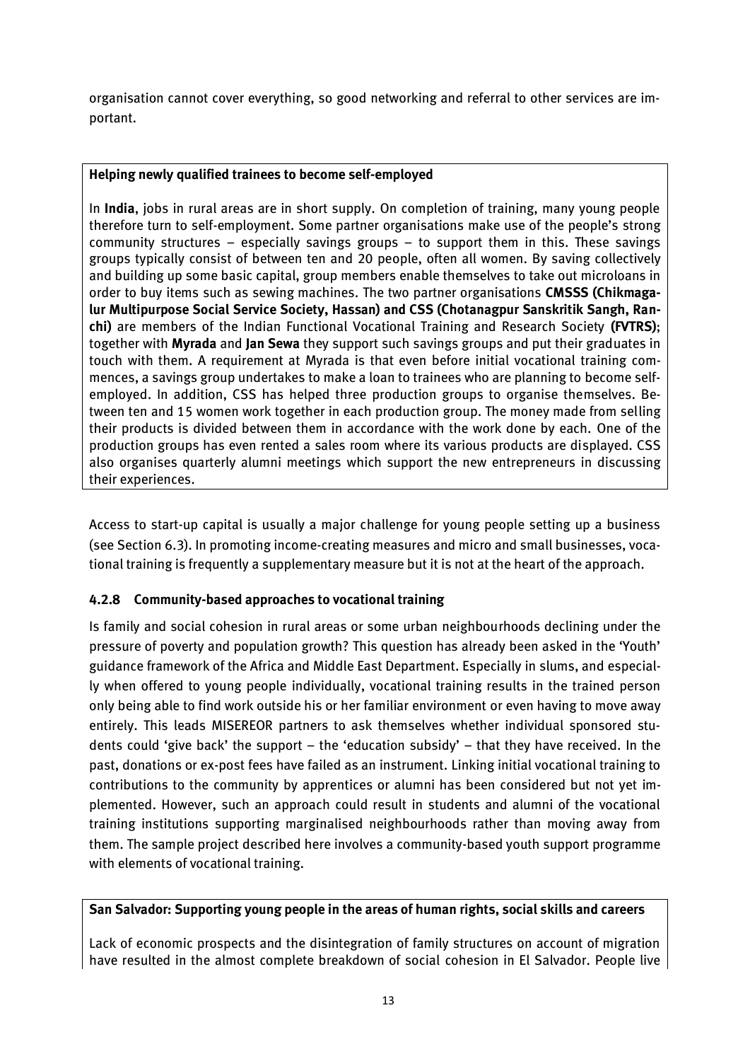organisation cannot cover everything, so good networking and referral to other services are important.

**Helping newly qualified trainees to become self-employed**

In **India**, jobs in rural areas are in short supply. On completion of training, many young people therefore turn to self-employment. Some partner organisations make use of the people's strong community structures – especially savings groups – to support them in this. These savings groups typically consist of between ten and 20 people, often all women. By saving collectively and building up some basic capital, group members enable themselves to take out microloans in order to buy items such as sewing machines. The two partner organisations **CMSSS (Chikmagalur Multipurpose Social Service Society, Hassan) and CSS (Chotanagpur Sanskritik Sangh, Ranchi)** are members of the Indian Functional Vocational Training and Research Society **(FVTRS)**; together with **Myrada** and **Jan Sewa** they support such savings groups and put their graduates in touch with them. A requirement at Myrada is that even before initial vocational training commences, a savings group undertakes to make a loan to trainees who are planning to become self-employed. In addition, CSS has helped three production groups to organise themselves. Between ten and 15 women work together in each production group. The money made from selling their products is divided between them in accordance with the work done by each. One of the production groups has even rented a sales room where its various products are displayed. CSS also organises quarterly alumni meetings which support the new entrepreneurs in discussing their experiences.

Access to start-up capital is usually a major challenge for young people setting up a business (see Section 6.3). In promoting income-creating measures and micro and small businesses, vocational training is frequently a supplementary measure but it is not at the heart of the approach.

### 4.2.8 Community-based approaches to vocational training

Is family and social cohesion in rural areas or some urban neighbourhoods declining under the pressure of poverty and population growth? This question has already been asked in the 'Youth' guidance framework of the Africa and Middle East Department. Especially in slums, and especially when offered to young people individually, vocational training results in the trained person only being able to find work outside his or her familiar environment or even having to move away entirely. This leads MISEREOR partners to ask themselves whether individual sponsored students could 'give back' the support – the 'education subsidy' – that they have received. In the past, donations or ex-post fees have failed as an instrument. Linking initial vocational training to contributions to the community by apprentices or alumni has been considered but not yet implemented. However, such an approach could result in students and alumni of the vocational training institutions supporting marginalised neighbourhoods rather than moving away from them. The sample project described here involves a community-based youth support programme with elements of vocational training.

**San Salvador: Supporting young people in the areas of human rights, social skills and careers**

Lack of economic prospects and the disintegration of family structures on account of migration have resulted in the almost complete breakdown of social cohesion in El Salvador. People live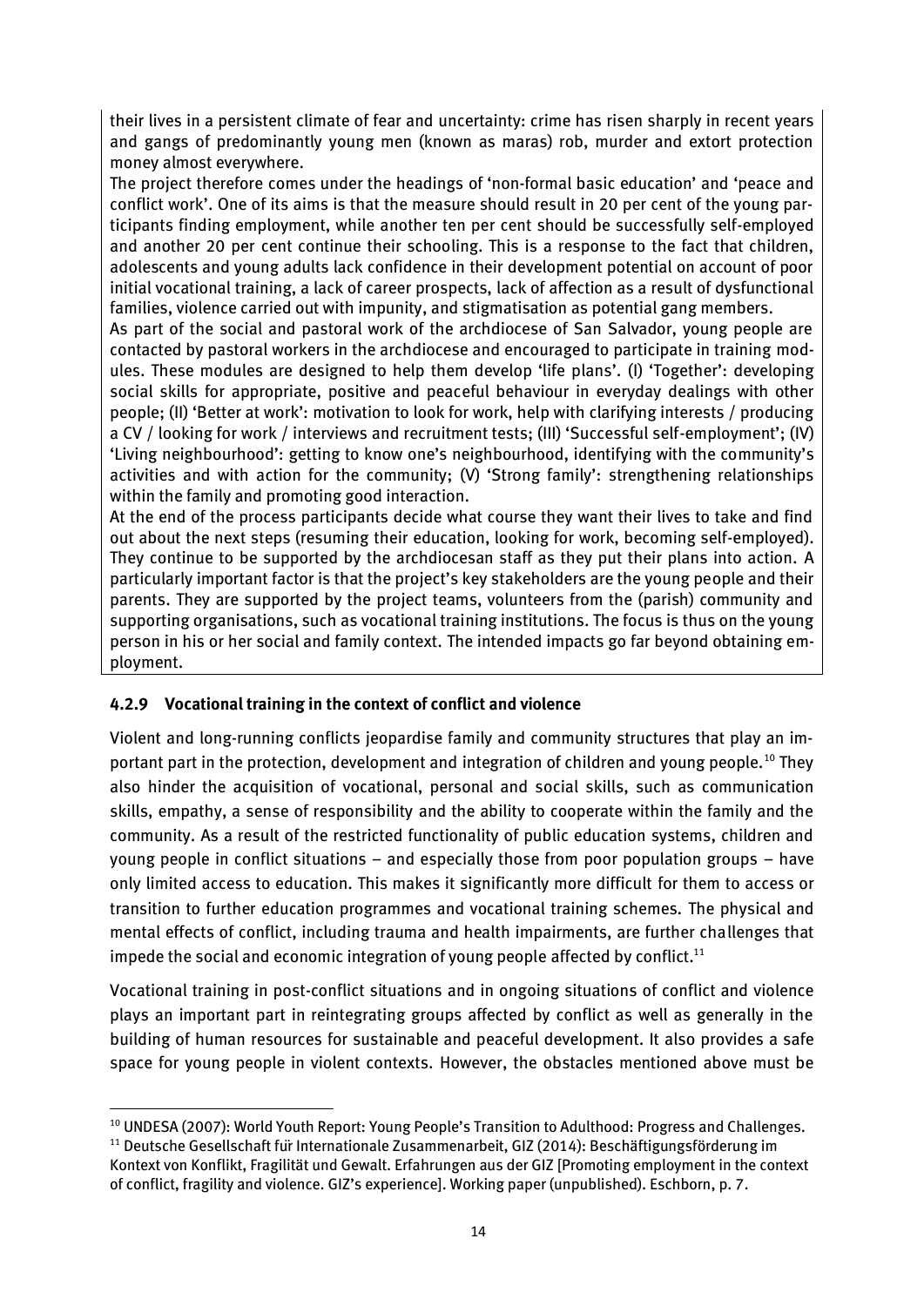their lives in a persistent climate of fear and uncertainty: crime has risen sharply in recent years and gangs of predominantly young men (known as maras) rob, murder and extort protection money almost everywhere.

The project therefore comes under the headings of 'non-formal basic education' and 'peace and conflict work'. One of its aims is that the measure should result in 20 per cent of the young participants finding employment, while another ten per cent should be successfully self-employed and another 20 per cent continue their schooling. This is a response to the fact that children, adolescents and young adults lack confidence in their development potential on account of poor initial vocational training, a lack of career prospects, lack of affection as a result of dysfunctional families, violence carried out with impunity, and stigmatisation as potential gang members.

As part of the social and pastoral work of the archdiocese of San Salvador, young people are contacted by pastoral workers in the archdiocese and encouraged to participate in training modules. These modules are designed to help them develop 'life plans'. (I) 'Together': developing social skills for appropriate, positive and peaceful behaviour in everyday dealings with other people; (II) 'Better at work': motivation to look for work, help with clarifying interests / producing a CV / looking for work / interviews and recruitment tests; (III) 'Successful self-employment'; (IV) 'Living neighbourhood': getting to know one's neighbourhood, identifying with the community's activities and with action for the community; (V) 'Strong family': strengthening relationships within the family and promoting good interaction.

At the end of the process participants decide what course they want their lives to take and find out about the next steps (resuming their education, looking for work, becoming self-employed). They continue to be supported by the archdiocesan staff as they put their plans into action. A particularly important factor is that the project's key stakeholders are the young people and their parents. They are supported by the project teams, volunteers from the (parish) community and supporting organisations, such as vocational training institutions. The focus is thus on the young person in his or her social and family context. The intended impacts go far beyond obtaining employment.

### 4.2.9 Vocational training in the context of conflict and violence

Violent and long-running conflicts jeopardise family and community structures that play an important part in the protection, development and integration of children and young people.[10] They also hinder the acquisition of vocational, personal and social skills, such as communication skills, empathy, a sense of responsibility and the ability to cooperate within the family and the community. As a result of the restricted functionality of public education systems, children and young people in conflict situations – and especially those from poor population groups – have only limited access to education. This makes it significantly more difficult for them to access or transition to further education programmes and vocational training schemes. The physical and mental effects of conflict, including trauma and health impairments, are further challenges that impede the social and economic integration of young people affected by conflict.[11]

Vocational training in post-conflict situations and in ongoing situations of conflict and violence plays an important part in reintegrating groups affected by conflict as well as generally in the building of human resources for sustainable and peaceful development. It also provides a safe space for young people in violent contexts. However, the obstacles mentioned above must be

---

[10] UNDESA (2007): World Youth Report: Young People's Transition to Adulthood: Progress and Challenges.

[11] Deutsche Gesellschaft für Internationale Zusammenarbeit, GIZ (2014): Beschäftigungsförderung im Kontext von Konflikt, Fragilität und Gewalt. Erfahrungen aus der GIZ [Promoting employment in the context of conflict, fragility and violence. GIZ's experience]. Working paper (unpublished). Eschborn, p. 7.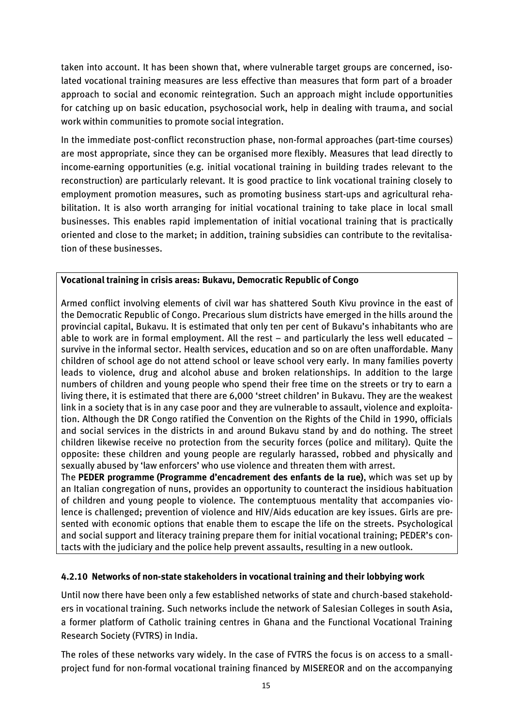taken into account. It has been shown that, where vulnerable target groups are concerned, isolated vocational training measures are less effective than measures that form part of a broader approach to social and economic reintegration. Such an approach might include opportunities for catching up on basic education, psychosocial work, help in dealing with trauma, and social work within communities to promote social integration.

In the immediate post-conflict reconstruction phase, non-formal approaches (part-time courses) are most appropriate, since they can be organised more flexibly. Measures that lead directly to income-earning opportunities (e.g. initial vocational training in building trades relevant to the reconstruction) are particularly relevant. It is good practice to link vocational training closely to employment promotion measures, such as promoting business start-ups and agricultural rehabilitation. It is also worth arranging for initial vocational training to take place in local small businesses. This enables rapid implementation of initial vocational training that is practically oriented and close to the market; in addition, training subsidies can contribute to the revitalisation of these businesses.

**Vocational training in crisis areas: Bukavu, Democratic Republic of Congo**

Armed conflict involving elements of civil war has shattered South Kivu province in the east of the Democratic Republic of Congo. Precarious slum districts have emerged in the hills around the provincial capital, Bukavu. It is estimated that only ten per cent of Bukavu's inhabitants who are able to work are in formal employment. All the rest – and particularly the less well educated – survive in the informal sector. Health services, education and so on are often unaffordable. Many children of school age do not attend school or leave school very early. In many families poverty leads to violence, drug and alcohol abuse and broken relationships. In addition to the large numbers of children and young people who spend their free time on the streets or try to earn a living there, it is estimated that there are 6,000 'street children' in Bukavu. They are the weakest link in a society that is in any case poor and they are vulnerable to assault, violence and exploitation. Although the DR Congo ratified the Convention on the Rights of the Child in 1990, officials and social services in the districts in and around Bukavu stand by and do nothing. The street children likewise receive no protection from the security forces (police and military). Quite the opposite: these children and young people are regularly harassed, robbed and physically and sexually abused by 'law enforcers' who use violence and threaten them with arrest.

The **PEDER programme (Programme d'encadrement des enfants de la rue)**, which was set up by an Italian congregation of nuns, provides an opportunity to counteract the insidious habituation of children and young people to violence. The contemptuous mentality that accompanies violence is challenged; prevention of violence and HIV/Aids education are key issues. Girls are presented with economic options that enable them to escape the life on the streets. Psychological and social support and literacy training prepare them for initial vocational training; PEDER's contacts with the judiciary and the police help prevent assaults, resulting in a new outlook.

#### 4.2.10 Networks of non-state stakeholders in vocational training and their lobbying work

Until now there have been only a few established networks of state and church-based stakeholders in vocational training. Such networks include the network of Salesian Colleges in south Asia, a former platform of Catholic training centres in Ghana and the Functional Vocational Training Research Society (FVTRS) in India.

The roles of these networks vary widely. In the case of FVTRS the focus is on access to a small-project fund for non-formal vocational training financed by MISEREOR and on the accompanying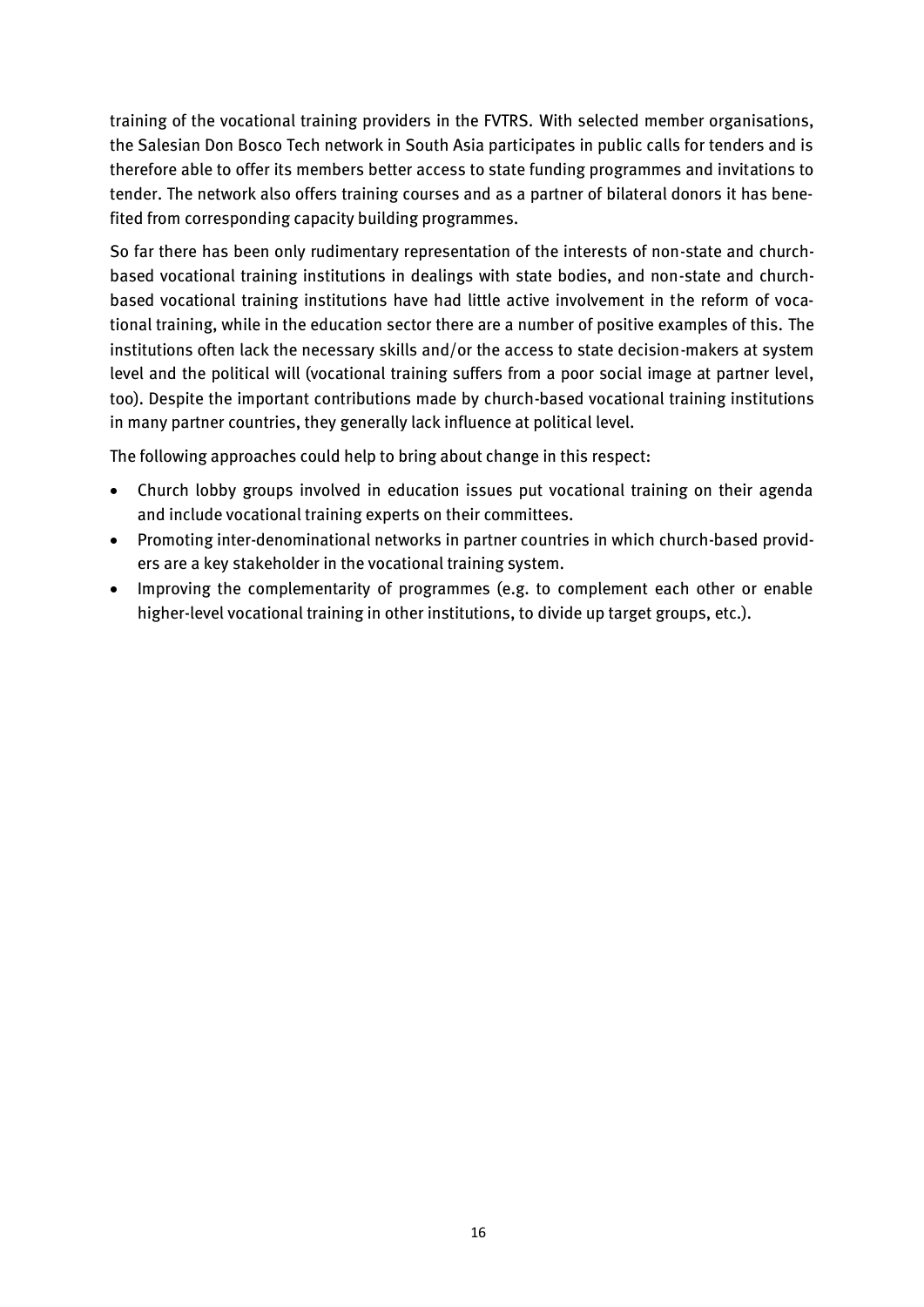training of the vocational training providers in the FVTRS. With selected member organisations, the Salesian Don Bosco Tech network in South Asia participates in public calls for tenders and is therefore able to offer its members better access to state funding programmes and invitations to tender. The network also offers training courses and as a partner of bilateral donors it has benefited from corresponding capacity building programmes.

So far there has been only rudimentary representation of the interests of non-state and church-based vocational training institutions in dealings with state bodies, and non-state and church-based vocational training institutions have had little active involvement in the reform of vocational training, while in the education sector there are a number of positive examples of this. The institutions often lack the necessary skills and/or the access to state decision-makers at system level and the political will (vocational training suffers from a poor social image at partner level, too). Despite the important contributions made by church-based vocational training institutions in many partner countries, they generally lack influence at political level.

The following approaches could help to bring about change in this respect:

- Church lobby groups involved in education issues put vocational training on their agenda and include vocational training experts on their committees.
- Promoting inter-denominational networks in partner countries in which church-based providers are a key stakeholder in the vocational training system.
- Improving the complementarity of programmes (e.g. to complement each other or enable higher-level vocational training in other institutions, to divide up target groups, etc.).